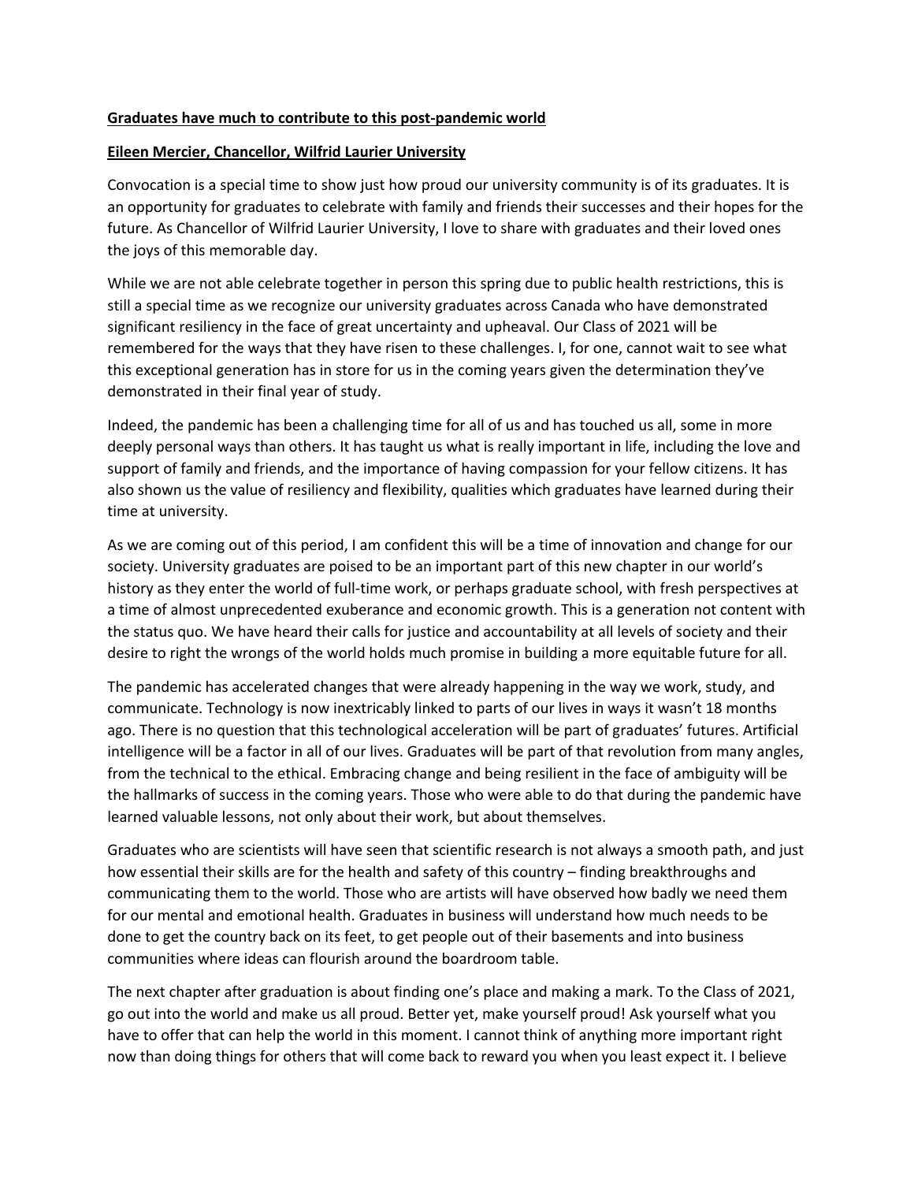**Graduates have much to contribute to this post-pandemic world**

**Eileen Mercier, Chancellor, Wilfrid Laurier University**

Convocation is a special time to show just how proud our university community is of its graduates. It is an opportunity for graduates to celebrate with family and friends their successes and their hopes for the future. As Chancellor of Wilfrid Laurier University, I love to share with graduates and their loved ones the joys of this memorable day.

While we are not able celebrate together in person this spring due to public health restrictions, this is still a special time as we recognize our university graduates across Canada who have demonstrated significant resiliency in the face of great uncertainty and upheaval. Our Class of 2021 will be remembered for the ways that they have risen to these challenges. I, for one, cannot wait to see what this exceptional generation has in store for us in the coming years given the determination they've demonstrated in their final year of study.

Indeed, the pandemic has been a challenging time for all of us and has touched us all, some in more deeply personal ways than others. It has taught us what is really important in life, including the love and support of family and friends, and the importance of having compassion for your fellow citizens. It has also shown us the value of resiliency and flexibility, qualities which graduates have learned during their time at university.

As we are coming out of this period, I am confident this will be a time of innovation and change for our society. University graduates are poised to be an important part of this new chapter in our world's history as they enter the world of full-time work, or perhaps graduate school, with fresh perspectives at a time of almost unprecedented exuberance and economic growth. This is a generation not content with the status quo. We have heard their calls for justice and accountability at all levels of society and their desire to right the wrongs of the world holds much promise in building a more equitable future for all.

The pandemic has accelerated changes that were already happening in the way we work, study, and communicate. Technology is now inextricably linked to parts of our lives in ways it wasn't 18 months ago. There is no question that this technological acceleration will be part of graduates' futures. Artificial intelligence will be a factor in all of our lives. Graduates will be part of that revolution from many angles, from the technical to the ethical. Embracing change and being resilient in the face of ambiguity will be the hallmarks of success in the coming years. Those who were able to do that during the pandemic have learned valuable lessons, not only about their work, but about themselves.

Graduates who are scientists will have seen that scientific research is not always a smooth path, and just how essential their skills are for the health and safety of this country – finding breakthroughs and communicating them to the world. Those who are artists will have observed how badly we need them for our mental and emotional health. Graduates in business will understand how much needs to be done to get the country back on its feet, to get people out of their basements and into business communities where ideas can flourish around the boardroom table.

The next chapter after graduation is about finding one's place and making a mark. To the Class of 2021, go out into the world and make us all proud. Better yet, make yourself proud! Ask yourself what you have to offer that can help the world in this moment. I cannot think of anything more important right now than doing things for others that will come back to reward you when you least expect it. I believe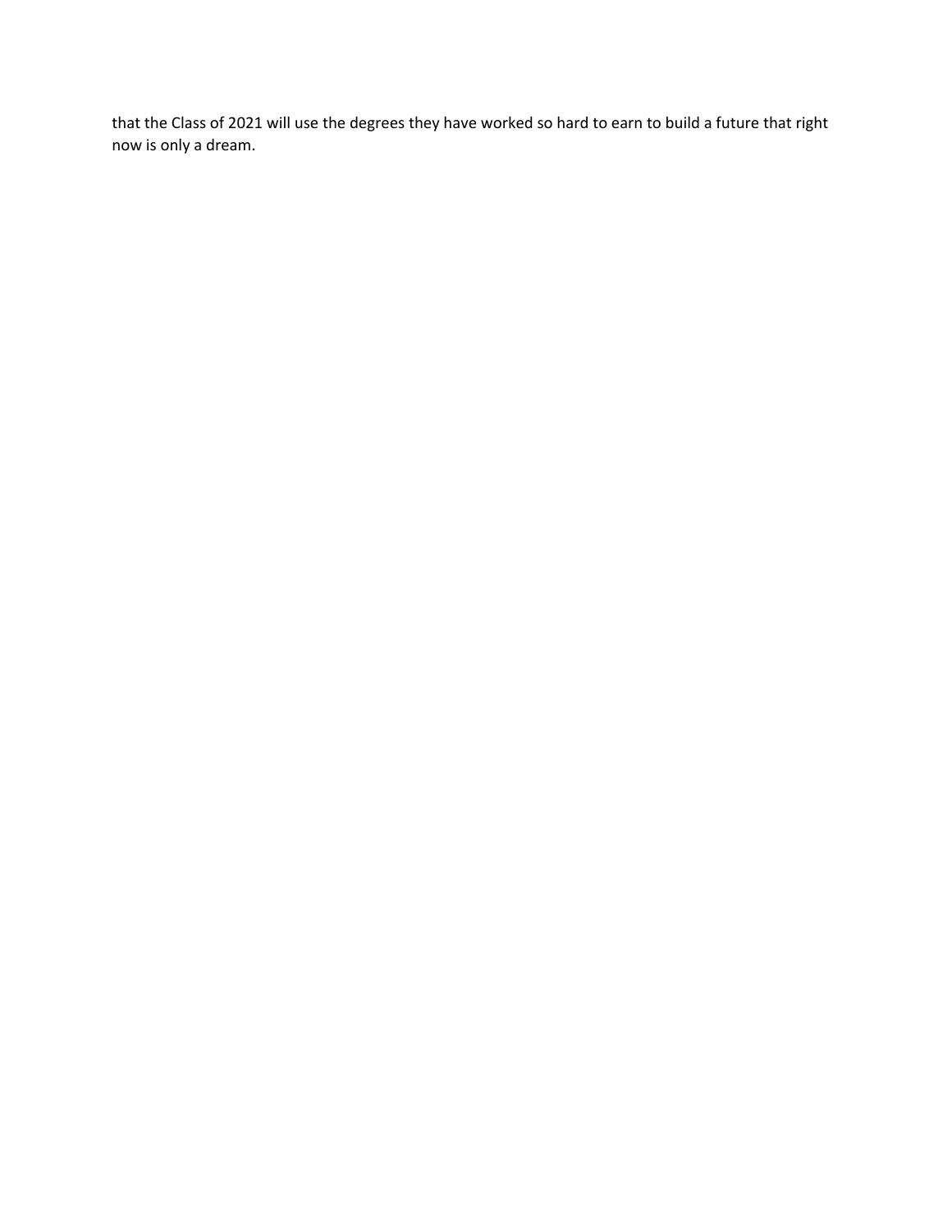that the Class of 2021 will use the degrees they have worked so hard to earn to build a future that right now is only a dream.